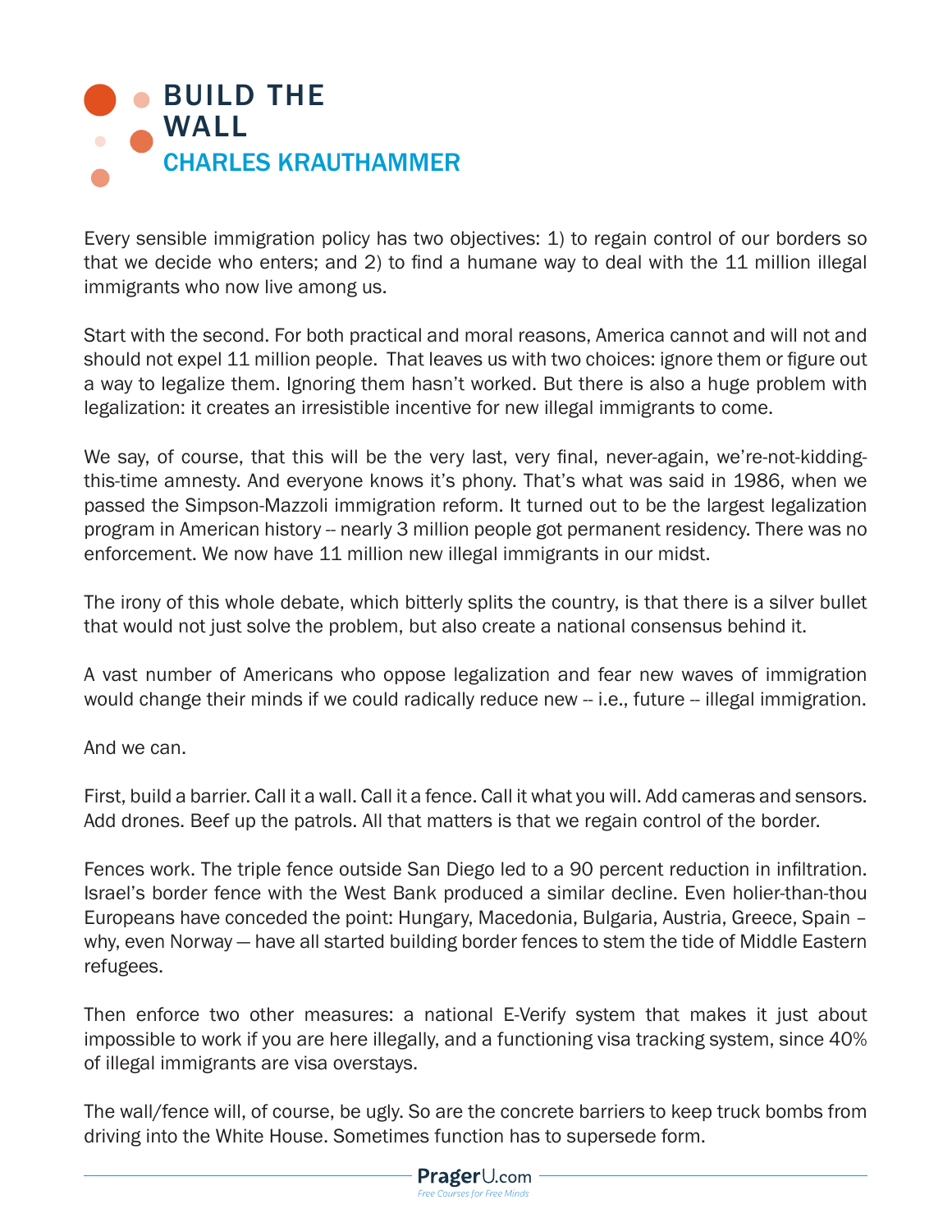# BUILD THE WALL

## CHARLES KRAUTHAMMER

Every sensible immigration policy has two objectives: 1) to regain control of our borders so that we decide who enters; and 2) to find a humane way to deal with the 11 million illegal immigrants who now live among us.

Start with the second. For both practical and moral reasons, America cannot and will not and should not expel 11 million people. That leaves us with two choices: ignore them or figure out a way to legalize them. Ignoring them hasn't worked. But there is also a huge problem with legalization: it creates an irresistible incentive for new illegal immigrants to come.

We say, of course, that this will be the very last, very final, never-again, we're-not-kidding-this-time amnesty. And everyone knows it's phony. That's what was said in 1986, when we passed the Simpson-Mazzoli immigration reform. It turned out to be the largest legalization program in American history -- nearly 3 million people got permanent residency. There was no enforcement. We now have 11 million new illegal immigrants in our midst.

The irony of this whole debate, which bitterly splits the country, is that there is a silver bullet that would not just solve the problem, but also create a national consensus behind it.

A vast number of Americans who oppose legalization and fear new waves of immigration would change their minds if we could radically reduce new -- i.e., future -- illegal immigration.

And we can.

First, build a barrier. Call it a wall. Call it a fence. Call it what you will. Add cameras and sensors. Add drones. Beef up the patrols. All that matters is that we regain control of the border.

Fences work. The triple fence outside San Diego led to a 90 percent reduction in infiltration. Israel's border fence with the West Bank produced a similar decline. Even holier-than-thou Europeans have conceded the point: Hungary, Macedonia, Bulgaria, Austria, Greece, Spain – why, even Norway — have all started building border fences to stem the tide of Middle Eastern refugees.

Then enforce two other measures: a national E-Verify system that makes it just about impossible to work if you are here illegally, and a functioning visa tracking system, since 40% of illegal immigrants are visa overstays.

The wall/fence will, of course, be ugly. So are the concrete barriers to keep truck bombs from driving into the White House. Sometimes function has to supersede form.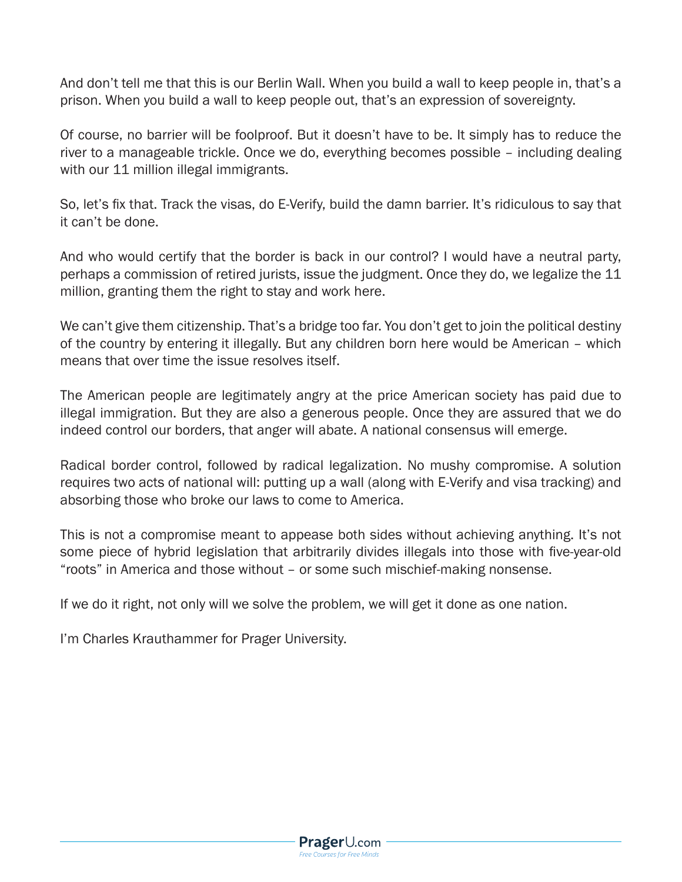And don't tell me that this is our Berlin Wall. When you build a wall to keep people in, that's a prison. When you build a wall to keep people out, that's an expression of sovereignty.

Of course, no barrier will be foolproof. But it doesn't have to be. It simply has to reduce the river to a manageable trickle. Once we do, everything becomes possible – including dealing with our 11 million illegal immigrants.

So, let's fix that. Track the visas, do E-Verify, build the damn barrier. It's ridiculous to say that it can't be done.

And who would certify that the border is back in our control? I would have a neutral party, perhaps a commission of retired jurists, issue the judgment. Once they do, we legalize the 11 million, granting them the right to stay and work here.

We can't give them citizenship. That's a bridge too far. You don't get to join the political destiny of the country by entering it illegally. But any children born here would be American – which means that over time the issue resolves itself.

The American people are legitimately angry at the price American society has paid due to illegal immigration. But they are also a generous people. Once they are assured that we do indeed control our borders, that anger will abate. A national consensus will emerge.

Radical border control, followed by radical legalization. No mushy compromise. A solution requires two acts of national will: putting up a wall (along with E-Verify and visa tracking) and absorbing those who broke our laws to come to America.

This is not a compromise meant to appease both sides without achieving anything. It's not some piece of hybrid legislation that arbitrarily divides illegals into those with five-year-old "roots" in America and those without – or some such mischief-making nonsense.

If we do it right, not only will we solve the problem, we will get it done as one nation.

I'm Charles Krauthammer for Prager University.